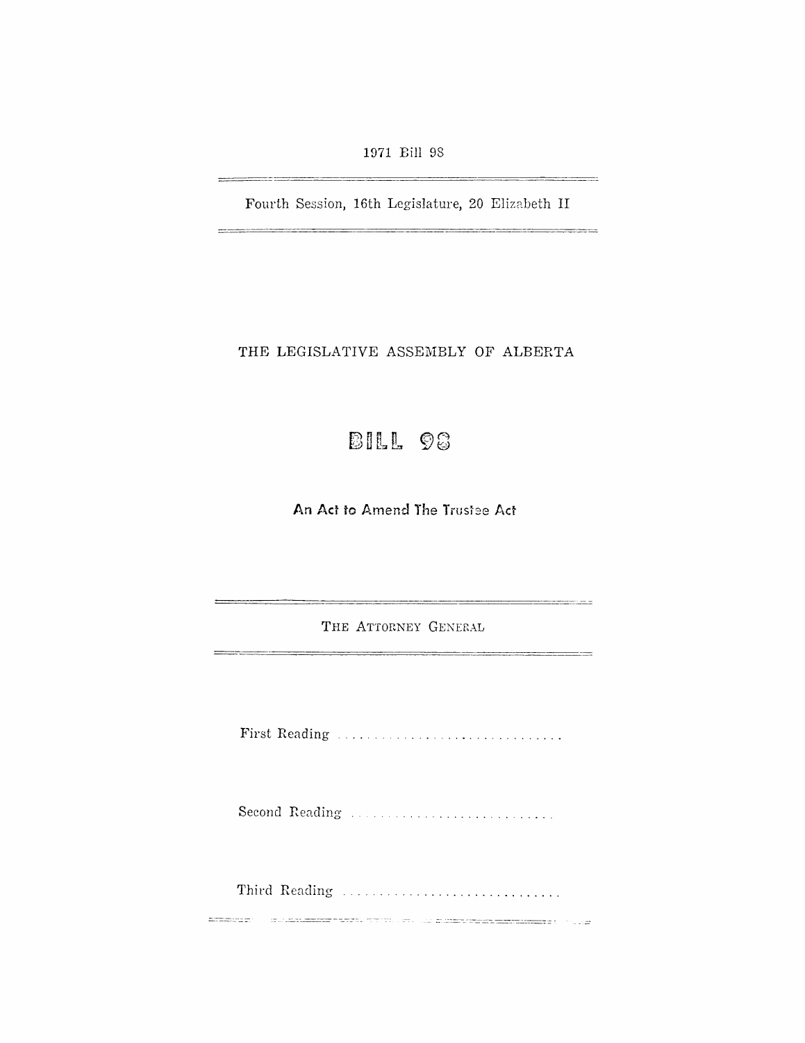1971 Bill 98

---

Fourth Session, 16th Legislature, 20 Elizabeth II

---

THE LEGISLATIVE ASSEMBLY OF ALBERTA

# BILL 98

## An Act to Amend The Trustee Act

---

THE ATTORNEY GENERAL

---

First Reading . . . . . . . . . . . . . . . . . . . . . . . . . . . . . .

Second Reading . . . . . . . . . . . . . . . . . . . . . . . . . . .

Third Reading . . . . . . . . . . . . . . . . . . . . . . . . . . . . .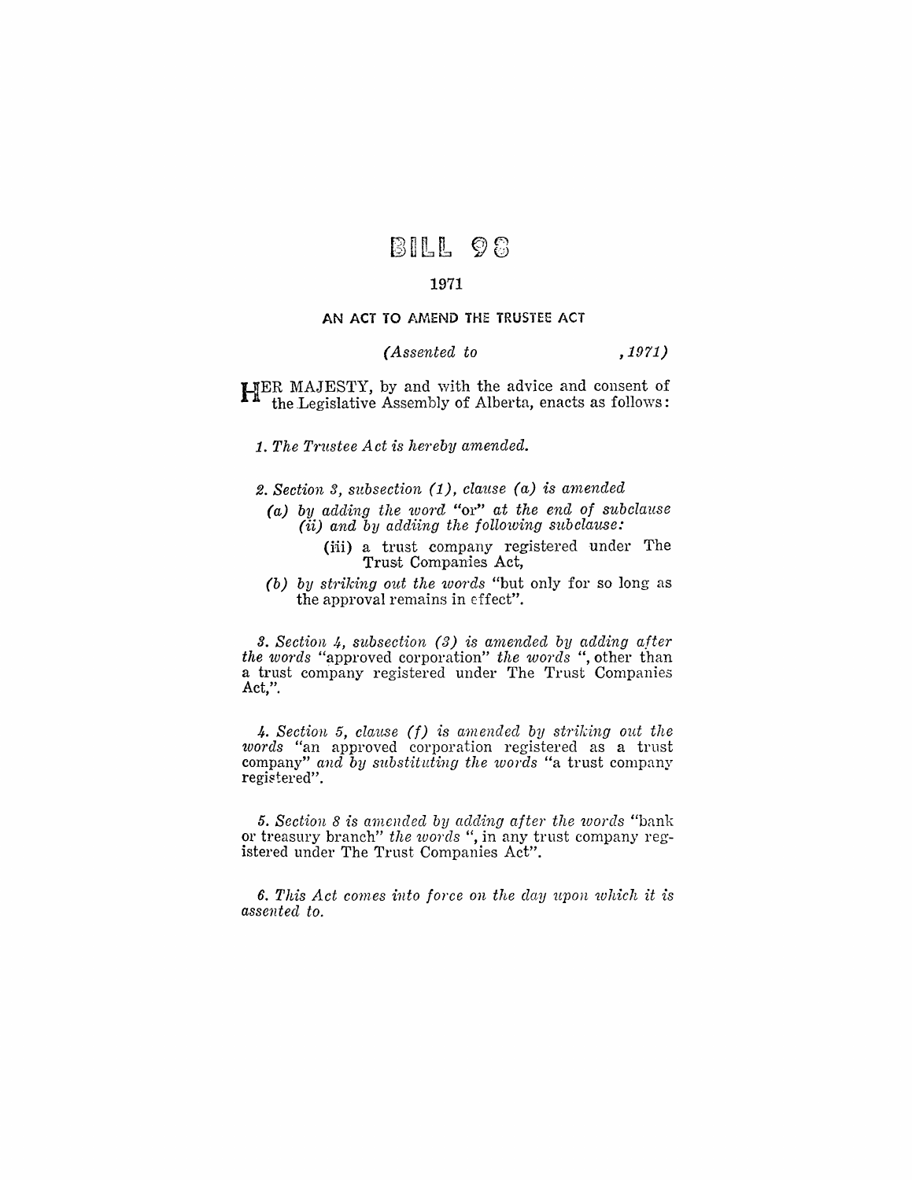# BILL 98

## 1971

### AN ACT TO AMEND THE TRUSTEE ACT

*(Assented to , 1971)*

HER MAJESTY, by and with the advice and consent of the Legislative Assembly of Alberta, enacts as follows:

*1. The Trustee Act is hereby amended.*

*2. Section 3, subsection (1), clause (a) is amended*

*(a) by adding the word* "or" *at the end of subclause (ii) and by addiing the following subclause:*

(iii) a trust company registered under The Trust Companies Act,

*(b) by striking out the words* "but only for so long as the approval remains in effect".

*3. Section 4, subsection (3) is amended by adding after the words* "approved corporation" *the words* ", other than a trust company registered under The Trust Companies Act,".

*4. Section 5, clause (f) is amended by striking out the words* "an approved corporation registered as a trust company" *and by substituting the words* "a trust company registered".

*5. Section 8 is amended by adding after the words* "bank or treasury branch" *the words* ", in any trust company registered under The Trust Companies Act".

*6. This Act comes into force on the day upon which it is assented to.*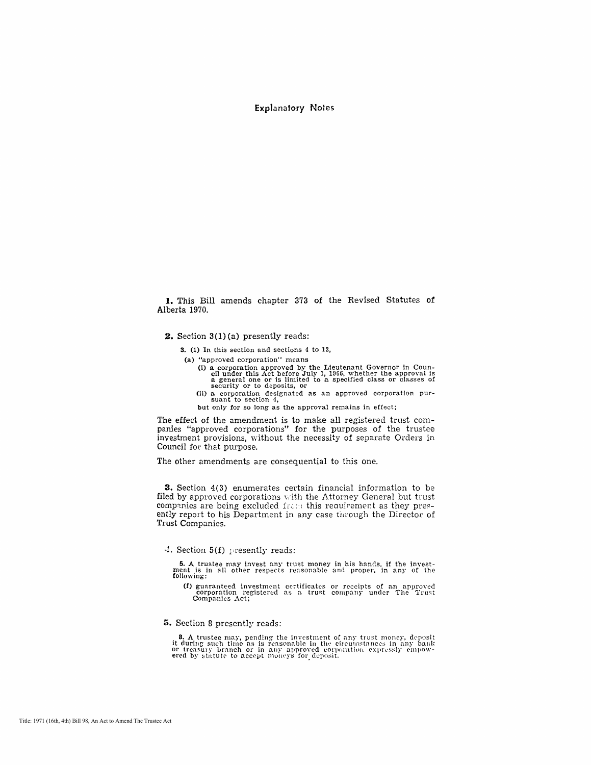## Explanatory Notes

**1.** This Bill amends chapter 373 of the Revised Statutes of Alberta 1970.

**2.** Section 3(1)(a) presently reads:

> **3.** (1) In this section and sections 4 to 13,
>
> (a) "approved corporation" means
>
> (i) a corporation approved by the Lieutenant Governor in Council under this Act before July 1, 1966, whether the approval is a general one or is limited to a specified class or classes of security or to deposits, or
>
> (ii) a corporation designated as an approved corporation pursuant to section 4,
>
> but only for so long as the approval remains in effect;

The effect of the amendment is to make all registered trust companies "approved corporations" for the purposes of the trustee investment provisions, without the necessity of separate Orders in Council for that purpose.

The other amendments are consequential to this one.

**3.** Section 4(3) enumerates certain financial information to be filed by approved corporations with the Attorney General but trust companies are being excluded from this requirement as they presently report to his Department in any case through the Director of Trust Companies.

**4.** Section 5(f) presently reads:

> **5.** A trustee may invest any trust money in his hands, if the investment is in all other respects reasonable and proper, in any of the following:
>
> (f) guaranteed investment certificates or receipts of an approved corporation registered as a trust company under The Trust Companies Act;

**5.** Section 8 presently reads:

> **8.** A trustee may, pending the investment of any trust money, deposit it during such time as is reasonable in the circumstances in any bank or treasury branch or in any approved corporation expressly empowered by statute to accept moneys for deposit.